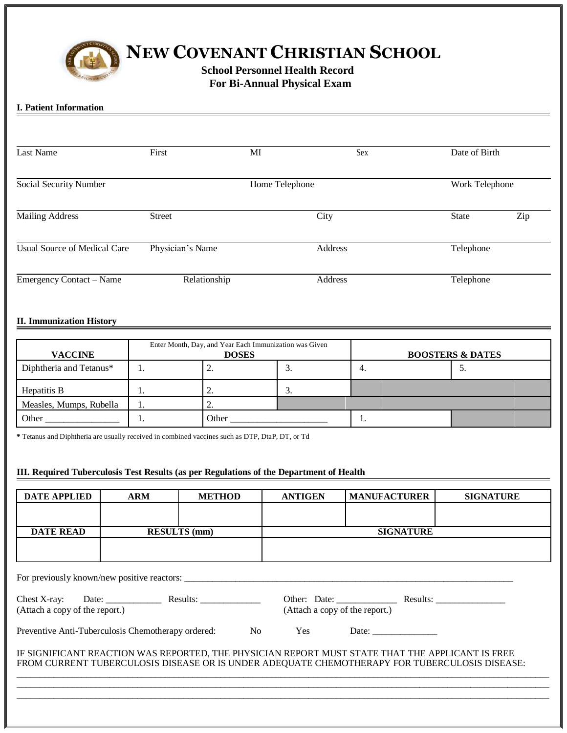# NEW COVENANT CHRISTIAN SCHOOL

**School Personnel Health Record**
**For Bi-Annual Physical Exam**

## I. Patient Information

Last Name | First | MI | Sex | Date of Birth

Social Security Number | Home Telephone | Work Telephone

Mailing Address | Street | City | State | Zip

Usual Source of Medical Care | Physician's Name | Address | Telephone

Emergency Contact – Name | Relationship | Address | Telephone

## II. Immunization History

| VACCINE | Enter Month, Day, and Year Each Immunization was Given **DOSES** | | | **BOOSTERS & DATES** | |
|---|---|---|---|---|---|
| Diphtheria and Tetanus* | 1. | 2. | 3. | 4. | 5. |
| Hepatitis B | 1. | 2. | 3. | | |
| Measles, Mumps, Rubella | 1. | 2. | | | |
| Other ________________ | 1. | Other ______________________ | | 1. | |

**\*** Tetanus and Diphtheria are usually received in combined vaccines such as DTP, DtaP, DT, or Td

## III. Required Tuberculosis Test Results (as per Regulations of the Department of Health

| DATE APPLIED | ARM | METHOD | ANTIGEN | MANUFACTURER | SIGNATURE |
|---|---|---|---|---|---|
| | | | | | |
| **DATE READ** | **RESULTS (mm)** | | **SIGNATURE** | | |
| | | | | | |

For previously known/new positive reactors: ___________________________________________________________________________

Chest X-ray: Date: ____________ Results: _____________
(Attach a copy of the report.)

Other: Date: _____________ Results: _______________
(Attach a copy of the report.)

Preventive Anti-Tuberculosis Chemotherapy ordered: No Yes Date: ______________

IF SIGNIFICANT REACTION WAS REPORTED, THE PHYSICIAN REPORT MUST STATE THAT THE APPLICANT IS FREE FROM CURRENT TUBERCULOSIS DISEASE OR IS UNDER ADEQUATE CHEMOTHERAPY FOR TUBERCULOSIS DISEASE:
_____________________________________________________________________________________________________
_____________________________________________________________________________________________________
_____________________________________________________________________________________________________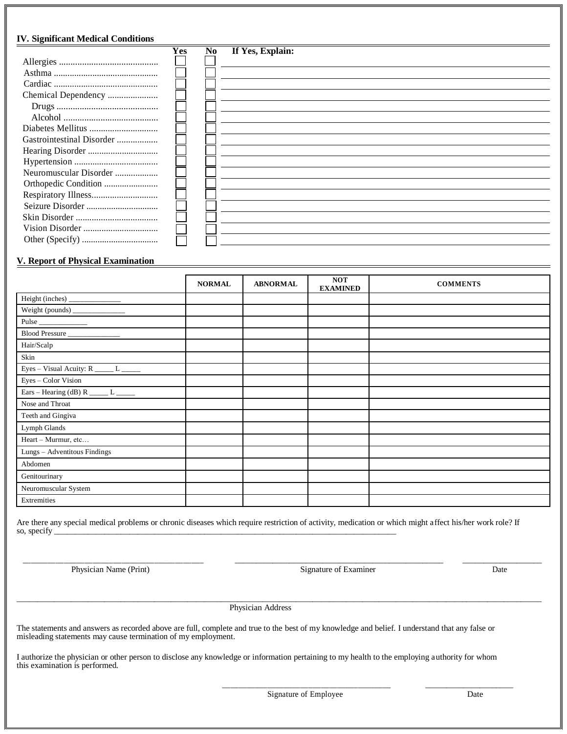## IV. Significant Medical Conditions

| | Yes | No | If Yes, Explain: |
|---|---|---|---|
| Allergies | ☐ | ☐ | |
| Asthma | ☐ | ☐ | |
| Cardiac | ☐ | ☐ | |
| Chemical Dependency | ☐ | ☐ | |
| Drugs | ☐ | ☐ | |
| Alcohol | ☐ | ☐ | |
| Diabetes Mellitus | ☐ | ☐ | |
| Gastrointestinal Disorder | ☐ | ☐ | |
| Hearing Disorder | ☐ | ☐ | |
| Hypertension | ☐ | ☐ | |
| Neuromuscular Disorder | ☐ | ☐ | |
| Orthopedic Condition | ☐ | ☐ | |
| Respiratory Illness | ☐ | ☐ | |
| Seizure Disorder | ☐ | ☐ | |
| Skin Disorder | ☐ | ☐ | |
| Vision Disorder | ☐ | ☐ | |
| Other (Specify) | ☐ | ☐ | |

## V. Report of Physical Examination

| | NORMAL | ABNORMAL | NOT EXAMINED | COMMENTS |
|---|---|---|---|---|
| Height (inches) ______________ | | | | |
| Weight (pounds) ______________ | | | | |
| Pulse _____________ | | | | |
| Blood Pressure ______________ | | | | |
| Hair/Scalp | | | | |
| Skin | | | | |
| Eyes – Visual Acuity: R _____ L _____ | | | | |
| Eyes – Color Vision | | | | |
| Ears – Hearing (dB) R _____ L _____ | | | | |
| Nose and Throat | | | | |
| Teeth and Gingiva | | | | |
| Lymph Glands | | | | |
| Heart – Murmur, etc… | | | | |
| Lungs – Adventitous Findings | | | | |
| Abdomen | | | | |
| Genitourinary | | | | |
| Neuromuscular System | | | | |
| Extremities | | | | |

Are there any special medical problems or chronic diseases which require restriction of activity, medication or which might affect his/her work role? If so, specify ____________________________________________________________________________________

____________________________________ ____________________________________________ ________________

Physician Name (Print) Signature of Examiner Date

______________________________________________________________________________________________________________

Physician Address

The statements and answers as recorded above are full, complete and true to the best of my knowledge and belief. I understand that any false or misleading statements may cause termination of my employment.

I authorize the physician or other person to disclose any knowledge or information pertaining to my health to the employing authority for whom this examination is performed.

____________________________________ ____________________

Signature of Employee Date